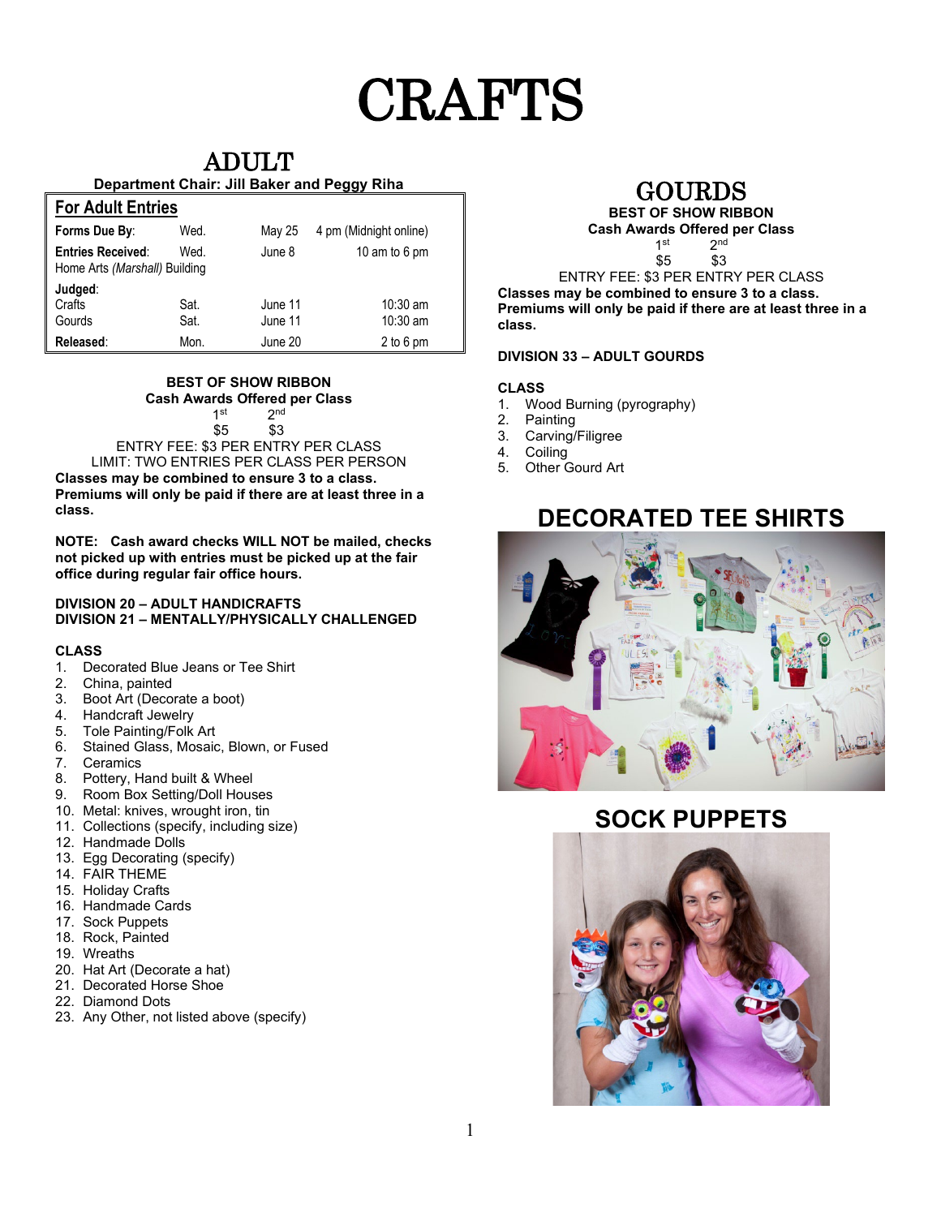# CRAFTS

## ADULT

**Department Chair: Jill Baker and Peggy Riha**

### For Adult Entries

| | | | |
|---|---|---|---|
| **Forms Due By**: | Wed. | May 25 | 4 pm (Midnight online) |
| **Entries Received**: Home Arts *(Marshall)* Building | Wed. | June 8 | 10 am to 6 pm |
| **Judged**: | | | |
| Crafts | Sat. | June 11 | 10:30 am |
| Gourds | Sat. | June 11 | 10:30 am |
| **Released**: | Mon. | June 20 | 2 to 6 pm |

**BEST OF SHOW RIBBON**
**Cash Awards Offered per Class**

| 1st | 2nd |
|---|---|
| $5 | $3 |

ENTRY FEE: $3 PER ENTRY PER CLASS
LIMIT: TWO ENTRIES PER CLASS PER PERSON
**Classes may be combined to ensure 3 to a class. Premiums will only be paid if there are at least three in a class.**

**NOTE: Cash award checks WILL NOT be mailed, checks not picked up with entries must be picked up at the fair office during regular fair office hours.**

**DIVISION 20 – ADULT HANDICRAFTS**
**DIVISION 21 – MENTALLY/PHYSICALLY CHALLENGED**

**CLASS**
1. Decorated Blue Jeans or Tee Shirt
2. China, painted
3. Boot Art (Decorate a boot)
4. Handcraft Jewelry
5. Tole Painting/Folk Art
6. Stained Glass, Mosaic, Blown, or Fused
7. Ceramics
8. Pottery, Hand built & Wheel
9. Room Box Setting/Doll Houses
10. Metal: knives, wrought iron, tin
11. Collections (specify, including size)
12. Handmade Dolls
13. Egg Decorating (specify)
14. FAIR THEME
15. Holiday Crafts
16. Handmade Cards
17. Sock Puppets
18. Rock, Painted
19. Wreaths
20. Hat Art (Decorate a hat)
21. Decorated Horse Shoe
22. Diamond Dots
23. Any Other, not listed above (specify)

## GOURDS

**BEST OF SHOW RIBBON**
**Cash Awards Offered per Class**

| 1st | 2nd |
|---|---|
| $5 | $3 |

ENTRY FEE: $3 PER ENTRY PER CLASS
**Classes may be combined to ensure 3 to a class. Premiums will only be paid if there are at least three in a class.**

**DIVISION 33 – ADULT GOURDS**

**CLASS**
1. Wood Burning (pyrography)
2. Painting
3. Carving/Filigree
4. Coiling
5. Other Gourd Art

## DECORATED TEE SHIRTS

## SOCK PUPPETS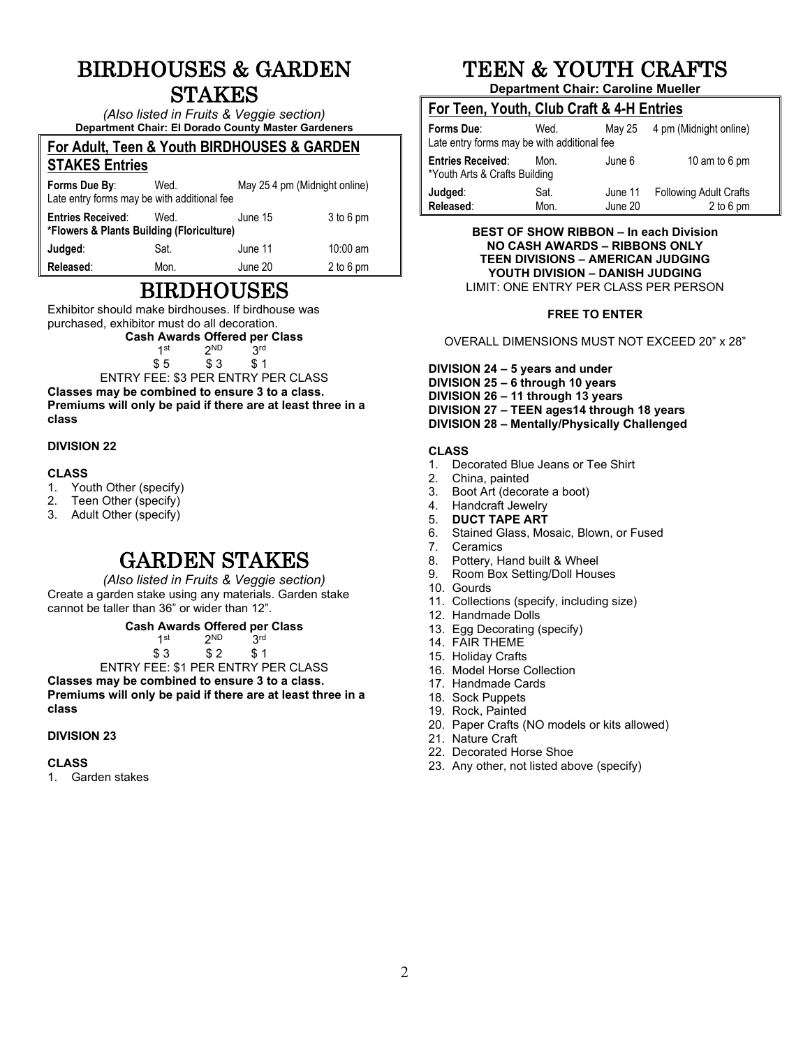# BIRDHOUSES & GARDEN STAKES

*(Also listed in Fruits & Veggie section)*

**Department Chair: El Dorado County Master Gardeners**

## For Adult, Teen & Youth BIRDHOUSES & GARDEN STAKES Entries

| | | | |
|---|---|---|---|
| **Forms Due By**: | Wed. | May 25 | 4 pm (Midnight online) |
| Late entry forms may be with additional fee | | | |
| **Entries Received**: | Wed. | June 15 | 3 to 6 pm |
| ***Flowers & Plants Building (Floriculture)** | | | |
| **Judged**: | Sat. | June 11 | 10:00 am |
| **Released**: | Mon. | June 20 | 2 to 6 pm |

# BIRDHOUSES

Exhibitor should make birdhouses. If birdhouse was purchased, exhibitor must do all decoration.

**Cash Awards Offered per Class**

| 1st | 2ND | 3rd |
|---|---|---|
| $ 5 | $ 3 | $ 1 |

ENTRY FEE: $3 PER ENTRY PER CLASS

**Classes may be combined to ensure 3 to a class. Premiums will only be paid if there are at least three in a class**

**DIVISION 22**

**CLASS**

1. Youth Other (specify)
2. Teen Other (specify)
3. Adult Other (specify)

# GARDEN STAKES

*(Also listed in Fruits & Veggie section)*

Create a garden stake using any materials. Garden stake cannot be taller than 36" or wider than 12".

**Cash Awards Offered per Class**

| 1st | 2ND | 3rd |
|---|---|---|
| $ 3 | $ 2 | $ 1 |

ENTRY FEE: $1 PER ENTRY PER CLASS

**Classes may be combined to ensure 3 to a class. Premiums will only be paid if there are at least three in a class**

**DIVISION 23**

**CLASS**

1. Garden stakes

# TEEN & YOUTH CRAFTS

**Department Chair: Caroline Mueller**

## For Teen, Youth, Club Craft & 4-H Entries

| | | | |
|---|---|---|---|
| **Forms Due**: | Wed. | May 25 | 4 pm (Midnight online) |
| Late entry forms may be with additional fee | | | |
| **Entries Received**: | Mon. | June 6 | 10 am to 6 pm |
| *Youth Arts & Crafts Building | | | |
| **Judged**: | Sat. | June 11 | Following Adult Crafts |
| **Released**: | Mon. | June 20 | 2 to 6 pm |

**BEST OF SHOW RIBBON – In each Division**
**NO CASH AWARDS – RIBBONS ONLY**
**TEEN DIVISIONS – AMERICAN JUDGING**
**YOUTH DIVISION – DANISH JUDGING**
LIMIT: ONE ENTRY PER CLASS PER PERSON

**FREE TO ENTER**

OVERALL DIMENSIONS MUST NOT EXCEED 20" x 28"

**DIVISION 24 – 5 years and under**
**DIVISION 25 – 6 through 10 years**
**DIVISION 26 – 11 through 13 years**
**DIVISION 27 – TEEN ages14 through 18 years**
**DIVISION 28 – Mentally/Physically Challenged**

**CLASS**

1. Decorated Blue Jeans or Tee Shirt
2. China, painted
3. Boot Art (decorate a boot)
4. Handcraft Jewelry
5. **DUCT TAPE ART**
6. Stained Glass, Mosaic, Blown, or Fused
7. Ceramics
8. Pottery, Hand built & Wheel
9. Room Box Setting/Doll Houses
10. Gourds
11. Collections (specify, including size)
12. Handmade Dolls
13. Egg Decorating (specify)
14. FAIR THEME
15. Holiday Crafts
16. Model Horse Collection
17. Handmade Cards
18. Sock Puppets
19. Rock, Painted
20. Paper Crafts (NO models or kits allowed)
21. Nature Craft
22. Decorated Horse Shoe
23. Any other, not listed above (specify)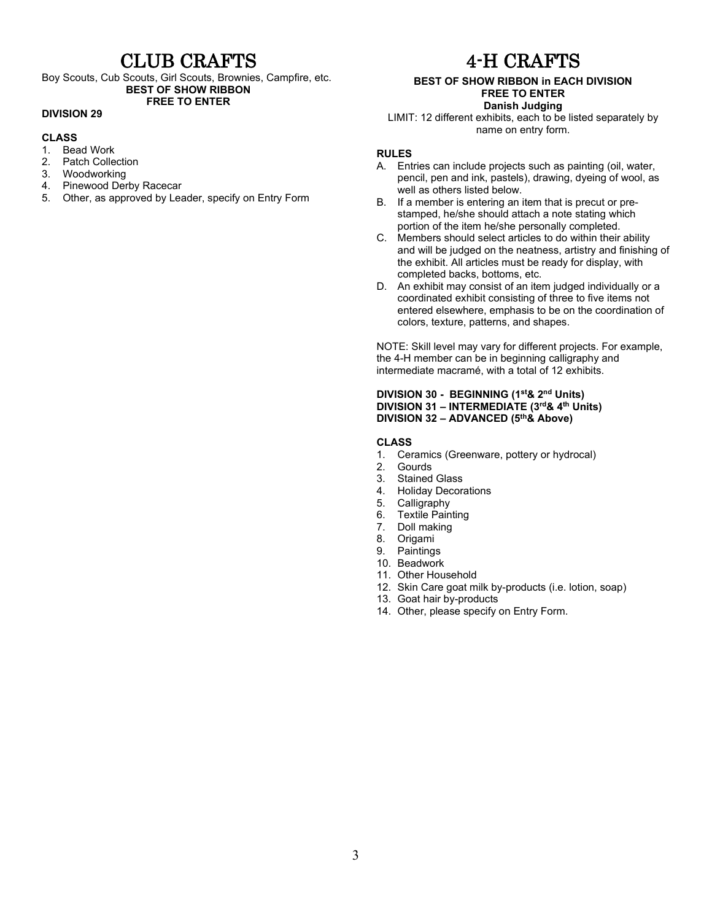# CLUB CRAFTS

Boy Scouts, Cub Scouts, Girl Scouts, Brownies, Campfire, etc.

**BEST OF SHOW RIBBON**

**FREE TO ENTER**

**DIVISION 29**

**CLASS**

1. Bead Work
2. Patch Collection
3. Woodworking
4. Pinewood Derby Racecar
5. Other, as approved by Leader, specify on Entry Form

# 4-H CRAFTS

**BEST OF SHOW RIBBON in EACH DIVISION**

**FREE TO ENTER**

**Danish Judging**

LIMIT: 12 different exhibits, each to be listed separately by name on entry form.

**RULES**

A. Entries can include projects such as painting (oil, water, pencil, pen and ink, pastels), drawing, dyeing of wool, as well as others listed below.
B. If a member is entering an item that is precut or pre-stamped, he/she should attach a note stating which portion of the item he/she personally completed.
C. Members should select articles to do within their ability and will be judged on the neatness, artistry and finishing of the exhibit. All articles must be ready for display, with completed backs, bottoms, etc.
D. An exhibit may consist of an item judged individually or a coordinated exhibit consisting of three to five items not entered elsewhere, emphasis to be on the coordination of colors, texture, patterns, and shapes.

NOTE: Skill level may vary for different projects. For example, the 4-H member can be in beginning calligraphy and intermediate macramé, with a total of 12 exhibits.

**DIVISION 30 - BEGINNING (1st& 2nd Units)**
**DIVISION 31 – INTERMEDIATE (3rd& 4th Units)**
**DIVISION 32 – ADVANCED (5th& Above)**

**CLASS**

1. Ceramics (Greenware, pottery or hydrocal)
2. Gourds
3. Stained Glass
4. Holiday Decorations
5. Calligraphy
6. Textile Painting
7. Doll making
8. Origami
9. Paintings
10. Beadwork
11. Other Household
12. Skin Care goat milk by-products (i.e. lotion, soap)
13. Goat hair by-products
14. Other, please specify on Entry Form.